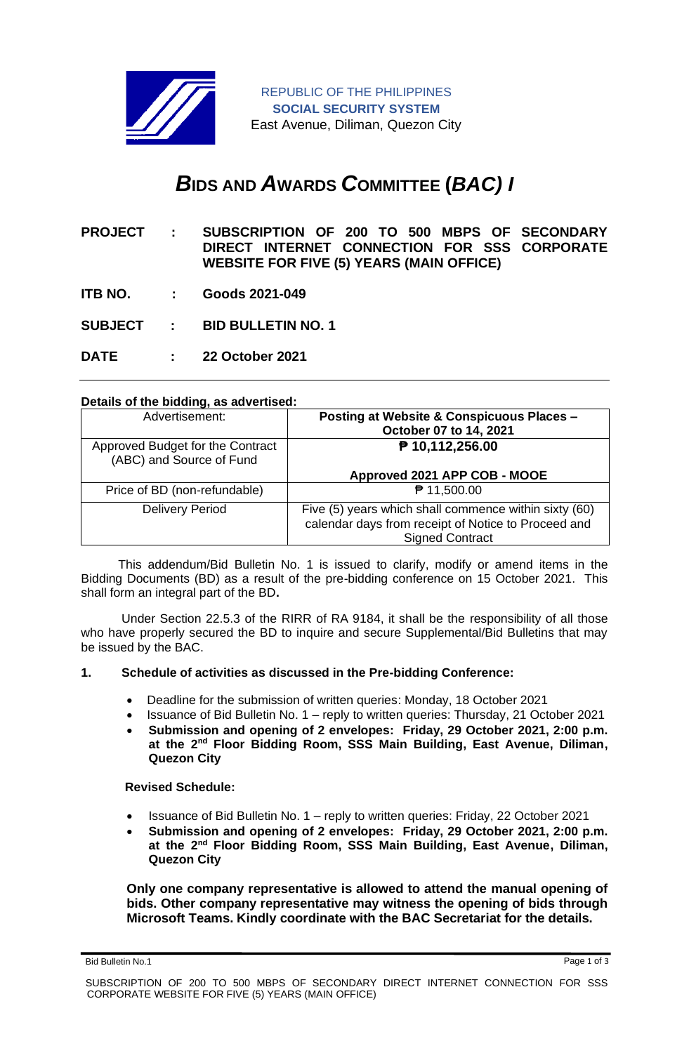REPUBLIC OF THE PHILIPPINES
**SOCIAL SECURITY SYSTEM**
East Avenue, Diliman, Quezon City

# *B*IDS AND *A*WARDS *C*OMMITTEE (*BAC) I*

**PROJECT : SUBSCRIPTION OF 200 TO 500 MBPS OF SECONDARY DIRECT INTERNET CONNECTION FOR SSS CORPORATE WEBSITE FOR FIVE (5) YEARS (MAIN OFFICE)**

**ITB NO. : Goods 2021-049**

**SUBJECT : BID BULLETIN NO. 1**

**DATE : 22 October 2021**

---

**Details of the bidding, as advertised:**

| Advertisement: | **Posting at Website & Conspicuous Places – October 07 to 14, 2021** |
|---|---|
| Approved Budget for the Contract (ABC) and Source of Fund | **₱ 10,112,256.00**<br><br>**Approved 2021 APP COB - MOOE** |
| Price of BD (non-refundable) | ₱ 11,500.00 |
| Delivery Period | Five (5) years which shall commence within sixty (60) calendar days from receipt of Notice to Proceed and Signed Contract |

This addendum/Bid Bulletin No. 1 is issued to clarify, modify or amend items in the Bidding Documents (BD) as a result of the pre-bidding conference on 15 October 2021. This shall form an integral part of the BD**.**

Under Section 22.5.3 of the RIRR of RA 9184, it shall be the responsibility of all those who have properly secured the BD to inquire and secure Supplemental/Bid Bulletins that may be issued by the BAC.

**1. Schedule of activities as discussed in the Pre-bidding Conference:**

- Deadline for the submission of written queries: Monday, 18 October 2021
- Issuance of Bid Bulletin No. 1 – reply to written queries: Thursday, 21 October 2021
- **Submission and opening of 2 envelopes: Friday, 29 October 2021, 2:00 p.m. at the 2nd Floor Bidding Room, SSS Main Building, East Avenue, Diliman, Quezon City**

**Revised Schedule:**

- Issuance of Bid Bulletin No. 1 – reply to written queries: Friday, 22 October 2021
- **Submission and opening of 2 envelopes: Friday, 29 October 2021, 2:00 p.m. at the 2nd Floor Bidding Room, SSS Main Building, East Avenue, Diliman, Quezon City**

**Only one company representative is allowed to attend the manual opening of bids. Other company representative may witness the opening of bids through Microsoft Teams. Kindly coordinate with the BAC Secretariat for the details.**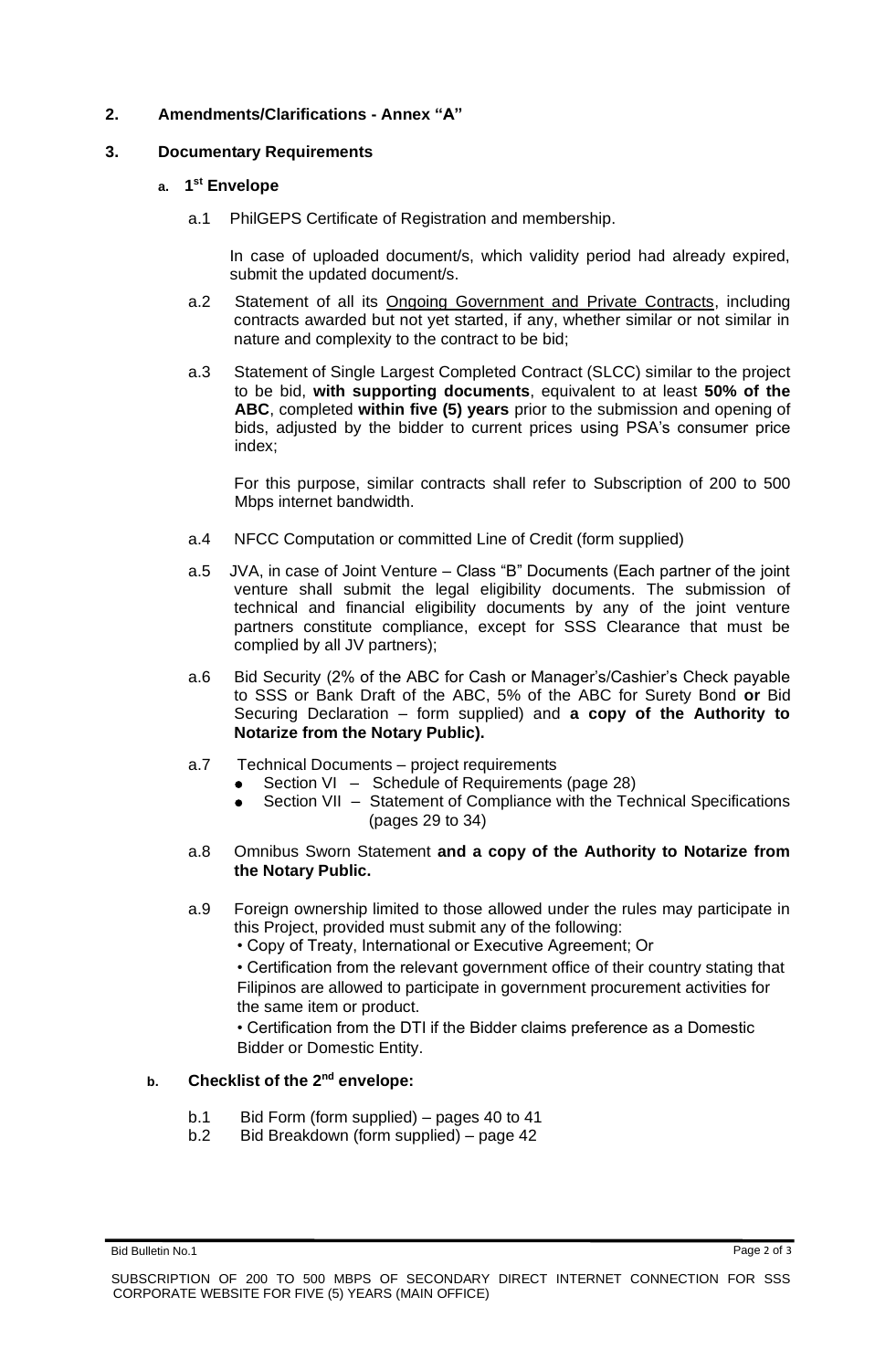**2. Amendments/Clarifications - Annex "A"**

**3. Documentary Requirements**

**a. 1st Envelope**

a.1 PhilGEPS Certificate of Registration and membership.

In case of uploaded document/s, which validity period had already expired, submit the updated document/s.

a.2 Statement of all its <u>Ongoing Government and Private Contracts</u>, including contracts awarded but not yet started, if any, whether similar or not similar in nature and complexity to the contract to be bid;

a.3 Statement of Single Largest Completed Contract (SLCC) similar to the project to be bid, **with supporting documents**, equivalent to at least **50% of the ABC**, completed **within five (5) years** prior to the submission and opening of bids, adjusted by the bidder to current prices using PSA's consumer price index;

For this purpose, similar contracts shall refer to Subscription of 200 to 500 Mbps internet bandwidth.

a.4 NFCC Computation or committed Line of Credit (form supplied)

a.5 JVA, in case of Joint Venture – Class "B" Documents (Each partner of the joint venture shall submit the legal eligibility documents. The submission of technical and financial eligibility documents by any of the joint venture partners constitute compliance, except for SSS Clearance that must be complied by all JV partners);

a.6 Bid Security (2% of the ABC for Cash or Manager's/Cashier's Check payable to SSS or Bank Draft of the ABC, 5% of the ABC for Surety Bond **or** Bid Securing Declaration – form supplied) and **a copy of the Authority to Notarize from the Notary Public).**

a.7 Technical Documents – project requirements

- Section VI – Schedule of Requirements (page 28)
- Section VII – Statement of Compliance with the Technical Specifications (pages 29 to 34)

a.8 Omnibus Sworn Statement **and a copy of the Authority to Notarize from the Notary Public.**

a.9 Foreign ownership limited to those allowed under the rules may participate in this Project, provided must submit any of the following:

- Copy of Treaty, International or Executive Agreement; Or
- Certification from the relevant government office of their country stating that Filipinos are allowed to participate in government procurement activities for the same item or product.
- Certification from the DTI if the Bidder claims preference as a Domestic Bidder or Domestic Entity.

**b. Checklist of the 2nd envelope:**

b.1 Bid Form (form supplied) – pages 40 to 41

b.2 Bid Breakdown (form supplied) – page 42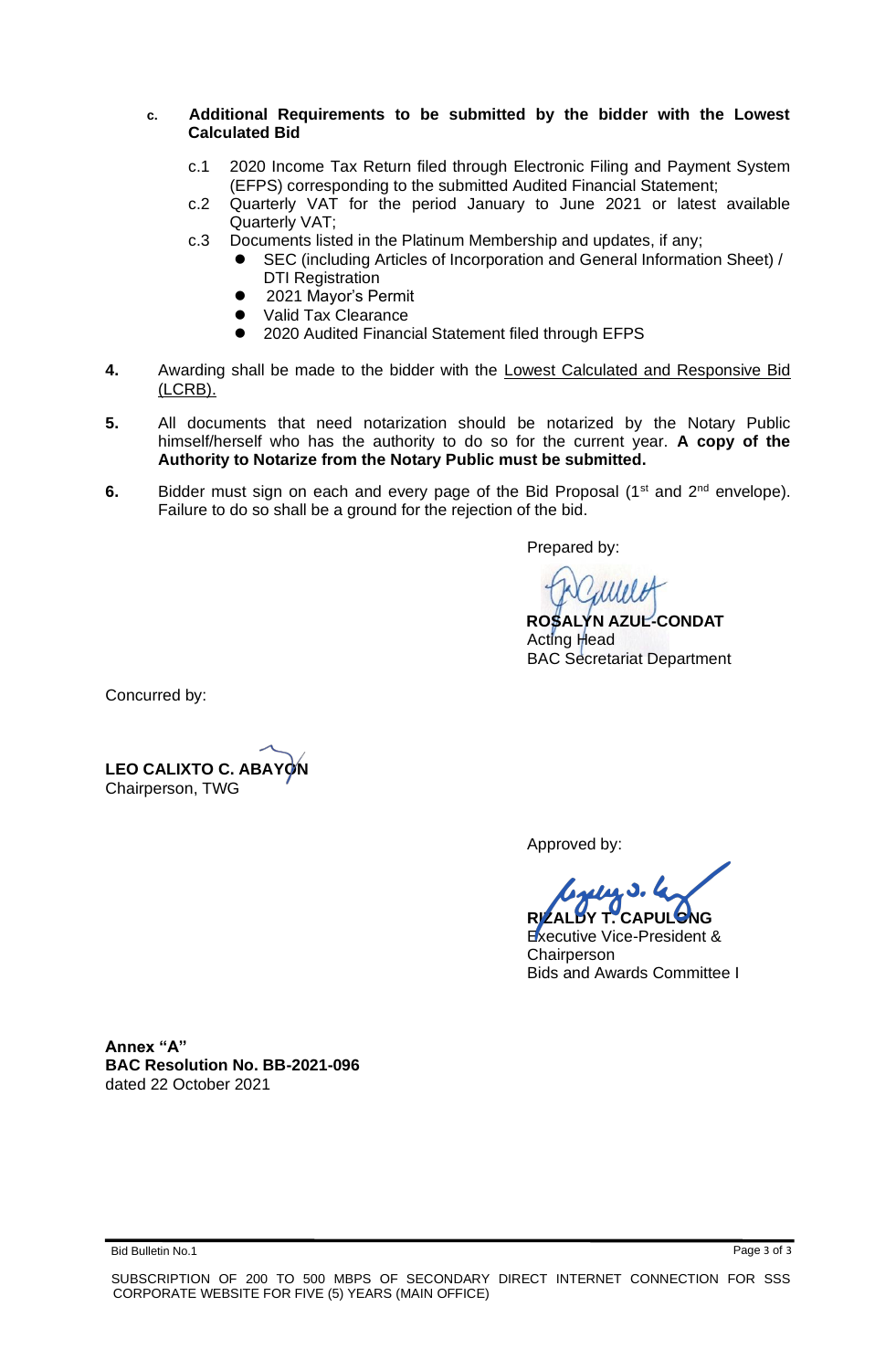c. **Additional Requirements to be submitted by the bidder with the Lowest Calculated Bid**

c.1 2020 Income Tax Return filed through Electronic Filing and Payment System (EFPS) corresponding to the submitted Audited Financial Statement;

c.2 Quarterly VAT for the period January to June 2021 or latest available Quarterly VAT;

c.3 Documents listed in the Platinum Membership and updates, if any;

- SEC (including Articles of Incorporation and General Information Sheet) / DTI Registration
- 2021 Mayor's Permit
- Valid Tax Clearance
- 2020 Audited Financial Statement filed through EFPS

**4.** Awarding shall be made to the bidder with the Lowest Calculated and Responsive Bid (LCRB).

**5.** All documents that need notarization should be notarized by the Notary Public himself/herself who has the authority to do so for the current year. **A copy of the Authority to Notarize from the Notary Public must be submitted.**

**6.** Bidder must sign on each and every page of the Bid Proposal (1st and 2nd envelope). Failure to do so shall be a ground for the rejection of the bid.

Prepared by:

**ROSALYN AZUL-CONDAT**
Acting Head
BAC Secretariat Department

Concurred by:

**LEO CALIXTO C. ABAYON**
Chairperson, TWG

Approved by:

**RIZALDY T. CAPULONG**
Executive Vice-President &
Chairperson
Bids and Awards Committee I

**Annex "A"**
**BAC Resolution No. BB-2021-096**
dated 22 October 2021

Bid Bulletin No.1

SUBSCRIPTION OF 200 TO 500 MBPS OF SECONDARY DIRECT INTERNET CONNECTION FOR SSS CORPORATE WEBSITE FOR FIVE (5) YEARS (MAIN OFFICE)